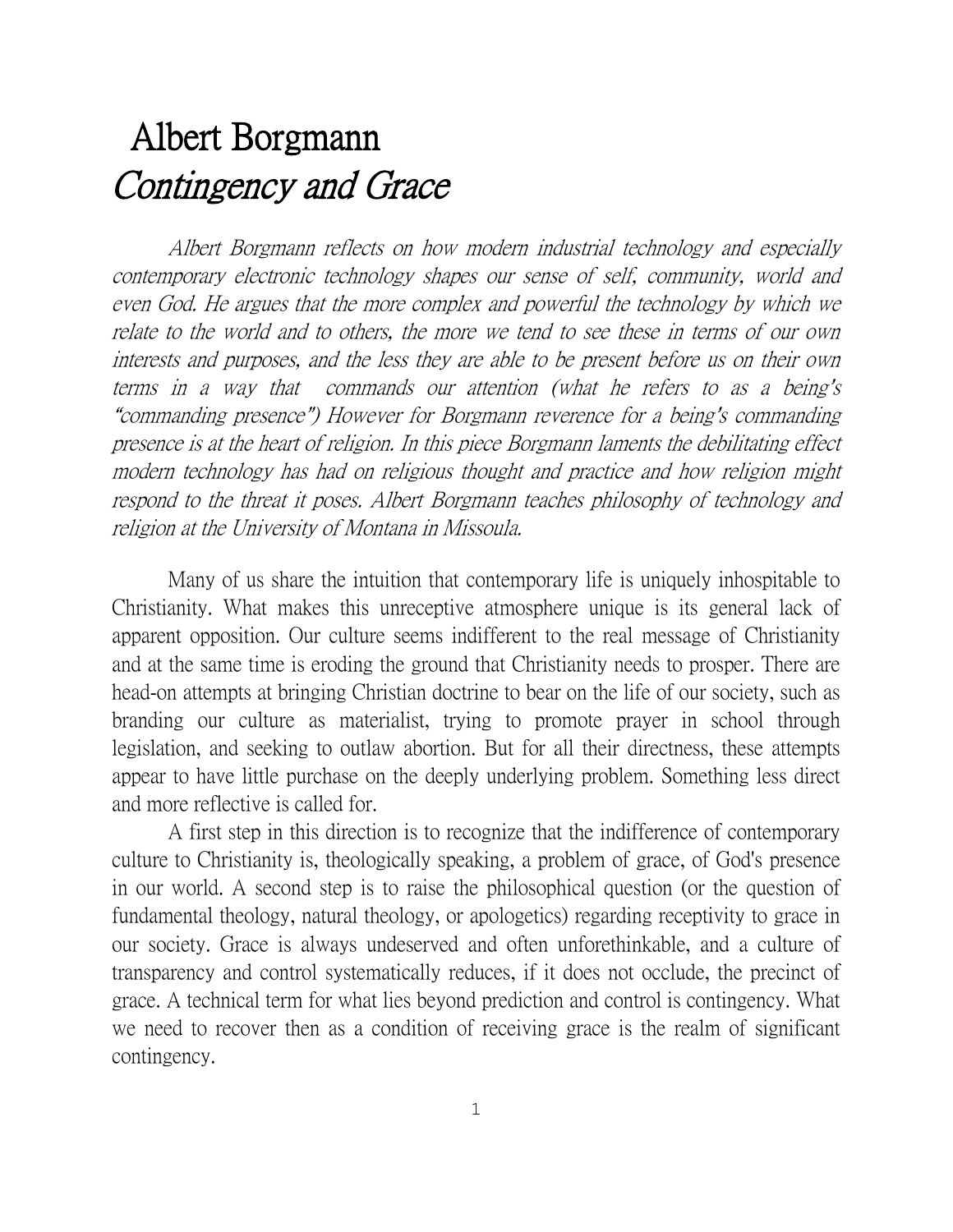# Albert Borgmann
## *Contingency and Grace*

*Albert Borgmann reflects on how modern industrial technology and especially contemporary electronic technology shapes our sense of self, community, world and even God. He argues that the more complex and powerful the technology by which we relate to the world and to others, the more we tend to see these in terms of our own interests and purposes, and the less they are able to be present before us on their own terms in a way that commands our attention (what he refers to as a being's "commanding presence") However for Borgmann reverence for a being's commanding presence is at the heart of religion. In this piece Borgmann laments the debilitating effect modern technology has had on religious thought and practice and how religion might respond to the threat it poses. Albert Borgmann teaches philosophy of technology and religion at the University of Montana in Missoula.*

Many of us share the intuition that contemporary life is uniquely inhospitable to Christianity. What makes this unreceptive atmosphere unique is its general lack of apparent opposition. Our culture seems indifferent to the real message of Christianity and at the same time is eroding the ground that Christianity needs to prosper. There are head-on attempts at bringing Christian doctrine to bear on the life of our society, such as branding our culture as materialist, trying to promote prayer in school through legislation, and seeking to outlaw abortion. But for all their directness, these attempts appear to have little purchase on the deeply underlying problem. Something less direct and more reflective is called for.

A first step in this direction is to recognize that the indifference of contemporary culture to Christianity is, theologically speaking, a problem of grace, of God's presence in our world. A second step is to raise the philosophical question (or the question of fundamental theology, natural theology, or apologetics) regarding receptivity to grace in our society. Grace is always undeserved and often unforethinkable, and a culture of transparency and control systematically reduces, if it does not occlude, the precinct of grace. A technical term for what lies beyond prediction and control is contingency. What we need to recover then as a condition of receiving grace is the realm of significant contingency.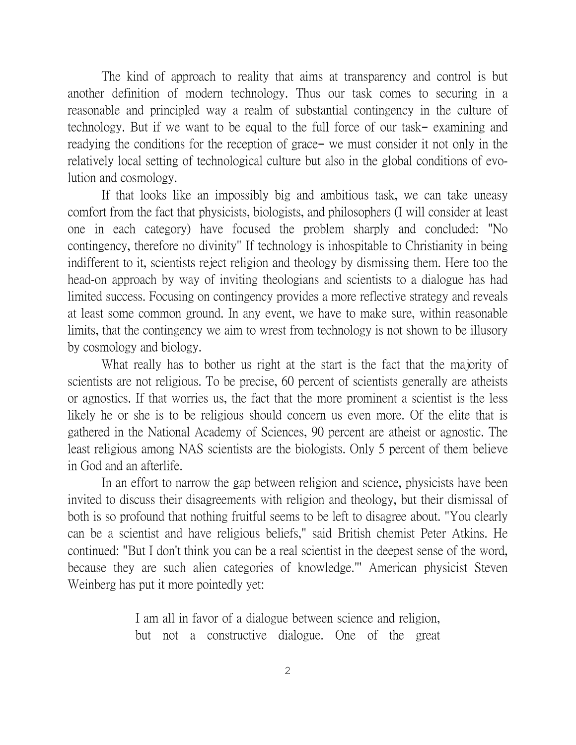The kind of approach to reality that aims at transparency and control is but another definition of modern technology. Thus our task comes to securing in a reasonable and principled way a realm of substantial contingency in the culture of technology. But if we want to be equal to the full force of our task– examining and readying the conditions for the reception of grace– we must consider it not only in the relatively local setting of technological culture but also in the global conditions of evolution and cosmology.

If that looks like an impossibly big and ambitious task, we can take uneasy comfort from the fact that physicists, biologists, and philosophers (I will consider at least one in each category) have focused the problem sharply and concluded: "No contingency, therefore no divinity" If technology is inhospitable to Christianity in being indifferent to it, scientists reject religion and theology by dismissing them. Here too the head-on approach by way of inviting theologians and scientists to a dialogue has had limited success. Focusing on contingency provides a more reflective strategy and reveals at least some common ground. In any event, we have to make sure, within reasonable limits, that the contingency we aim to wrest from technology is not shown to be illusory by cosmology and biology.

What really has to bother us right at the start is the fact that the majority of scientists are not religious. To be precise, 60 percent of scientists generally are atheists or agnostics. If that worries us, the fact that the more prominent a scientist is the less likely he or she is to be religious should concern us even more. Of the elite that is gathered in the National Academy of Sciences, 90 percent are atheist or agnostic. The least religious among NAS scientists are the biologists. Only 5 percent of them believe in God and an afterlife.

In an effort to narrow the gap between religion and science, physicists have been invited to discuss their disagreements with religion and theology, but their dismissal of both is so profound that nothing fruitful seems to be left to disagree about. "You clearly can be a scientist and have religious beliefs," said British chemist Peter Atkins. He continued: "But I don't think you can be a real scientist in the deepest sense of the word, because they are such alien categories of knowledge.'" American physicist Steven Weinberg has put it more pointedly yet:

> I am all in favor of a dialogue between science and religion, but not a constructive dialogue. One of the great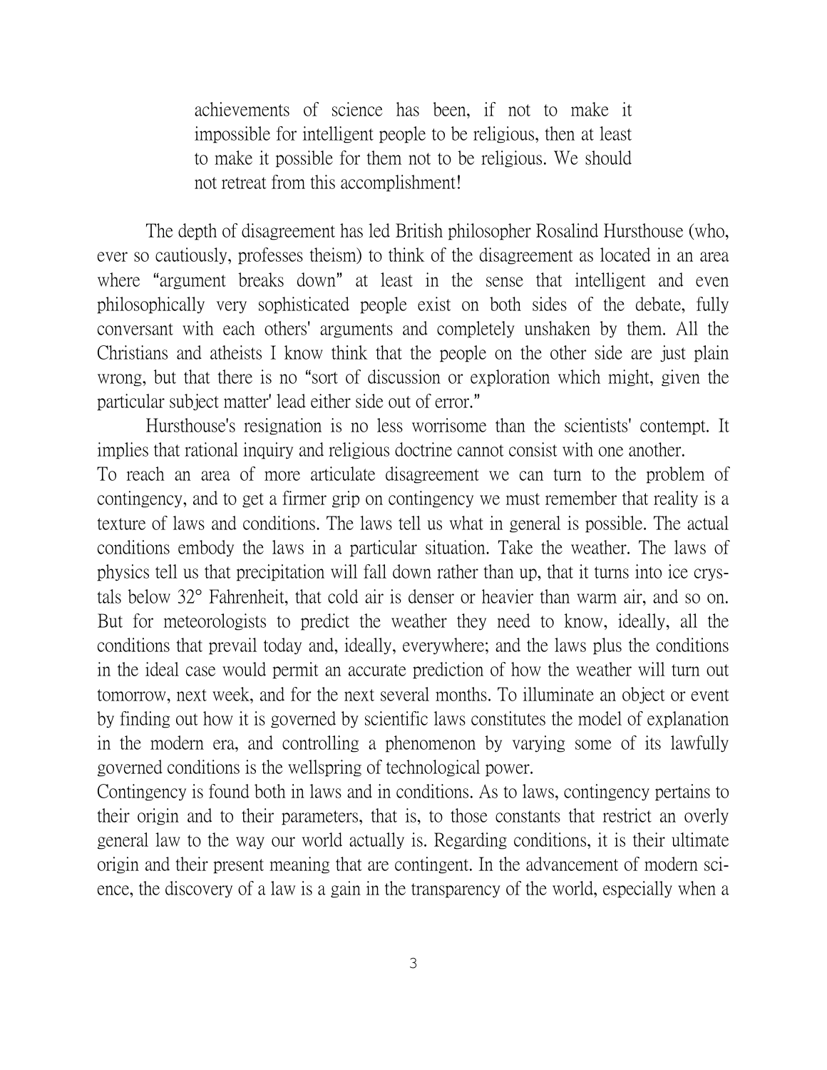> achievements of science has been, if not to make it impossible for intelligent people to be religious, then at least to make it possible for them not to be religious. We should not retreat from this accomplishment!

The depth of disagreement has led British philosopher Rosalind Hursthouse (who, ever so cautiously, professes theism) to think of the disagreement as located in an area where "argument breaks down" at least in the sense that intelligent and even philosophically very sophisticated people exist on both sides of the debate, fully conversant with each others' arguments and completely unshaken by them. All the Christians and atheists I know think that the people on the other side are just plain wrong, but that there is no "sort of discussion or exploration which might, given the particular subject matter' lead either side out of error."

Hursthouse's resignation is no less worrisome than the scientists' contempt. It implies that rational inquiry and religious doctrine cannot consist with one another.

To reach an area of more articulate disagreement we can turn to the problem of contingency, and to get a firmer grip on contingency we must remember that reality is a texture of laws and conditions. The laws tell us what in general is possible. The actual conditions embody the laws in a particular situation. Take the weather. The laws of physics tell us that precipitation will fall down rather than up, that it turns into ice crystals below 32° Fahrenheit, that cold air is denser or heavier than warm air, and so on. But for meteorologists to predict the weather they need to know, ideally, all the conditions that prevail today and, ideally, everywhere; and the laws plus the conditions in the ideal case would permit an accurate prediction of how the weather will turn out tomorrow, next week, and for the next several months. To illuminate an object or event by finding out how it is governed by scientific laws constitutes the model of explanation in the modern era, and controlling a phenomenon by varying some of its lawfully governed conditions is the wellspring of technological power.

Contingency is found both in laws and in conditions. As to laws, contingency pertains to their origin and to their parameters, that is, to those constants that restrict an overly general law to the way our world actually is. Regarding conditions, it is their ultimate origin and their present meaning that are contingent. In the advancement of modern science, the discovery of a law is a gain in the transparency of the world, especially when a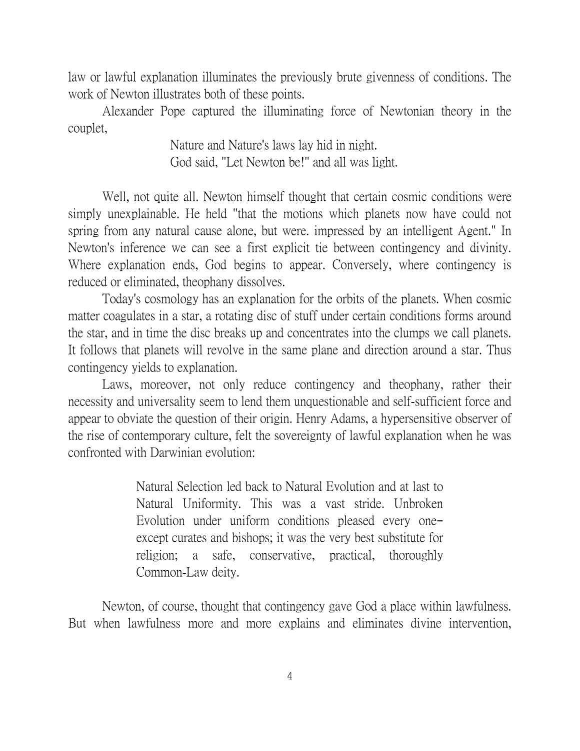law or lawful explanation illuminates the previously brute givenness of conditions. The work of Newton illustrates both of these points.

Alexander Pope captured the illuminating force of Newtonian theory in the couplet,

> Nature and Nature's laws lay hid in night.
> God said, "Let Newton be!" and all was light.

Well, not quite all. Newton himself thought that certain cosmic conditions were simply unexplainable. He held "that the motions which planets now have could not spring from any natural cause alone, but were. impressed by an intelligent Agent." In Newton's inference we can see a first explicit tie between contingency and divinity. Where explanation ends, God begins to appear. Conversely, where contingency is reduced or eliminated, theophany dissolves.

Today's cosmology has an explanation for the orbits of the planets. When cosmic matter coagulates in a star, a rotating disc of stuff under certain conditions forms around the star, and in time the disc breaks up and concentrates into the clumps we call planets. It follows that planets will revolve in the same plane and direction around a star. Thus contingency yields to explanation.

Laws, moreover, not only reduce contingency and theophany, rather their necessity and universality seem to lend them unquestionable and self-sufficient force and appear to obviate the question of their origin. Henry Adams, a hypersensitive observer of the rise of contemporary culture, felt the sovereignty of lawful explanation when he was confronted with Darwinian evolution:

> Natural Selection led back to Natural Evolution and at last to Natural Uniformity. This was a vast stride. Unbroken Evolution under uniform conditions pleased every one–except curates and bishops; it was the very best substitute for religion; a safe, conservative, practical, thoroughly Common-Law deity.

Newton, of course, thought that contingency gave God a place within lawfulness. But when lawfulness more and more explains and eliminates divine intervention,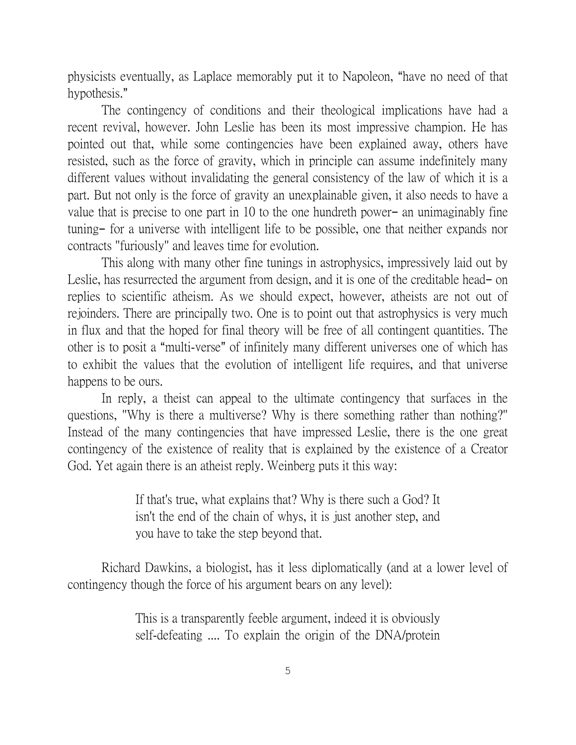physicists eventually, as Laplace memorably put it to Napoleon, "have no need of that hypothesis."

The contingency of conditions and their theological implications have had a recent revival, however. John Leslie has been its most impressive champion. He has pointed out that, while some contingencies have been explained away, others have resisted, such as the force of gravity, which in principle can assume indefinitely many different values without invalidating the general consistency of the law of which it is a part. But not only is the force of gravity an unexplainable given, it also needs to have a value that is precise to one part in 10 to the one hundreth power– an unimaginably fine tuning– for a universe with intelligent life to be possible, one that neither expands nor contracts "furiously" and leaves time for evolution.

This along with many other fine tunings in astrophysics, impressively laid out by Leslie, has resurrected the argument from design, and it is one of the creditable head– on replies to scientific atheism. As we should expect, however, atheists are not out of rejoinders. There are principally two. One is to point out that astrophysics is very much in flux and that the hoped for final theory will be free of all contingent quantities. The other is to posit a "multi-verse" of infinitely many different universes one of which has to exhibit the values that the evolution of intelligent life requires, and that universe happens to be ours.

In reply, a theist can appeal to the ultimate contingency that surfaces in the questions, "Why is there a multiverse? Why is there something rather than nothing?" Instead of the many contingencies that have impressed Leslie, there is the one great contingency of the existence of reality that is explained by the existence of a Creator God. Yet again there is an atheist reply. Weinberg puts it this way:

> If that's true, what explains that? Why is there such a God? It isn't the end of the chain of whys, it is just another step, and you have to take the step beyond that.

Richard Dawkins, a biologist, has it less diplomatically (and at a lower level of contingency though the force of his argument bears on any level):

> This is a transparently feeble argument, indeed it is obviously self-defeating .... To explain the origin of the DNA/protein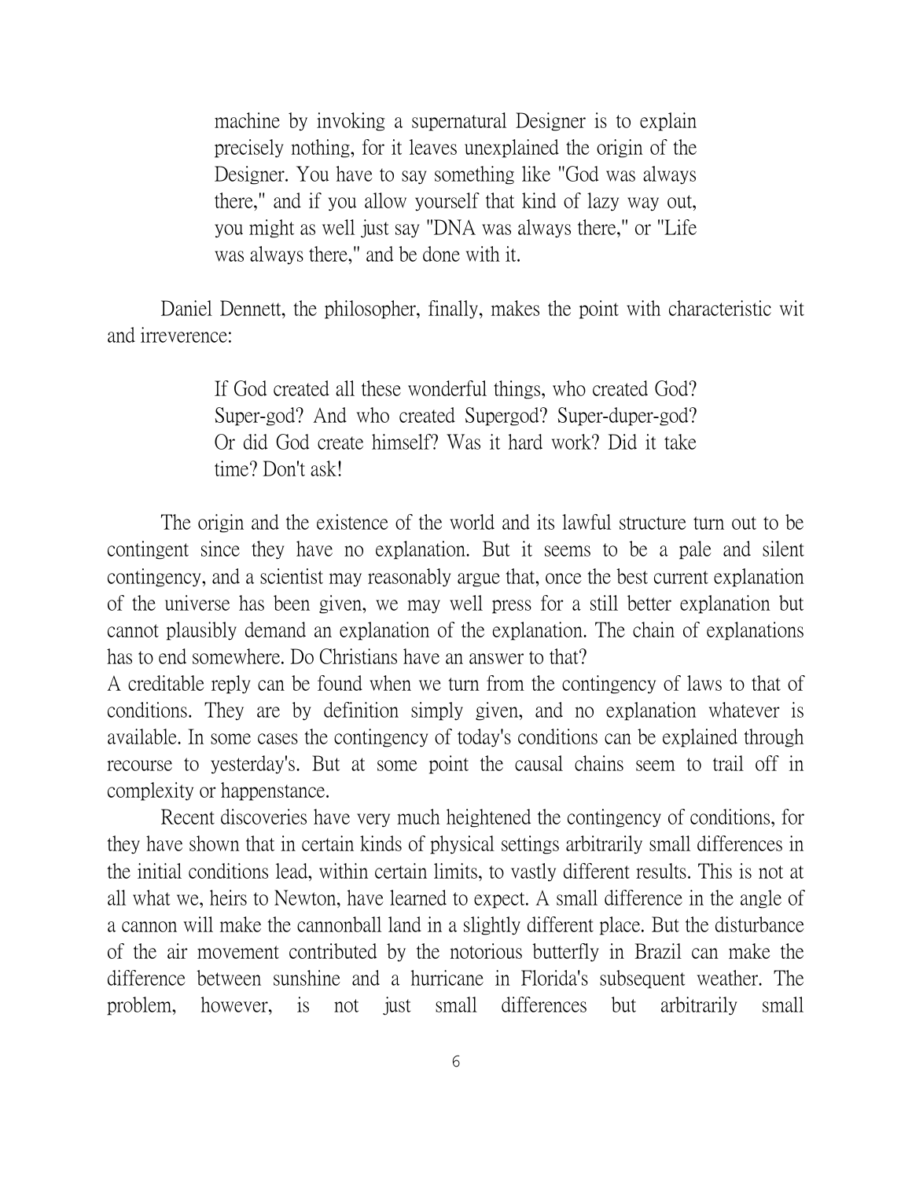> machine by invoking a supernatural Designer is to explain precisely nothing, for it leaves unexplained the origin of the Designer. You have to say something like "God was always there," and if you allow yourself that kind of lazy way out, you might as well just say "DNA was always there," or "Life was always there," and be done with it.

Daniel Dennett, the philosopher, finally, makes the point with characteristic wit and irreverence:

> If God created all these wonderful things, who created God? Super-god? And who created Supergod? Super-duper-god? Or did God create himself? Was it hard work? Did it take time? Don't ask!

The origin and the existence of the world and its lawful structure turn out to be contingent since they have no explanation. But it seems to be a pale and silent contingency, and a scientist may reasonably argue that, once the best current explanation of the universe has been given, we may well press for a still better explanation but cannot plausibly demand an explanation of the explanation. The chain of explanations has to end somewhere. Do Christians have an answer to that?

A creditable reply can be found when we turn from the contingency of laws to that of conditions. They are by definition simply given, and no explanation whatever is available. In some cases the contingency of today's conditions can be explained through recourse to yesterday's. But at some point the causal chains seem to trail off in complexity or happenstance.

Recent discoveries have very much heightened the contingency of conditions, for they have shown that in certain kinds of physical settings arbitrarily small differences in the initial conditions lead, within certain limits, to vastly different results. This is not at all what we, heirs to Newton, have learned to expect. A small difference in the angle of a cannon will make the cannonball land in a slightly different place. But the disturbance of the air movement contributed by the notorious butterfly in Brazil can make the difference between sunshine and a hurricane in Florida's subsequent weather. The problem, however, is not just small differences but arbitrarily small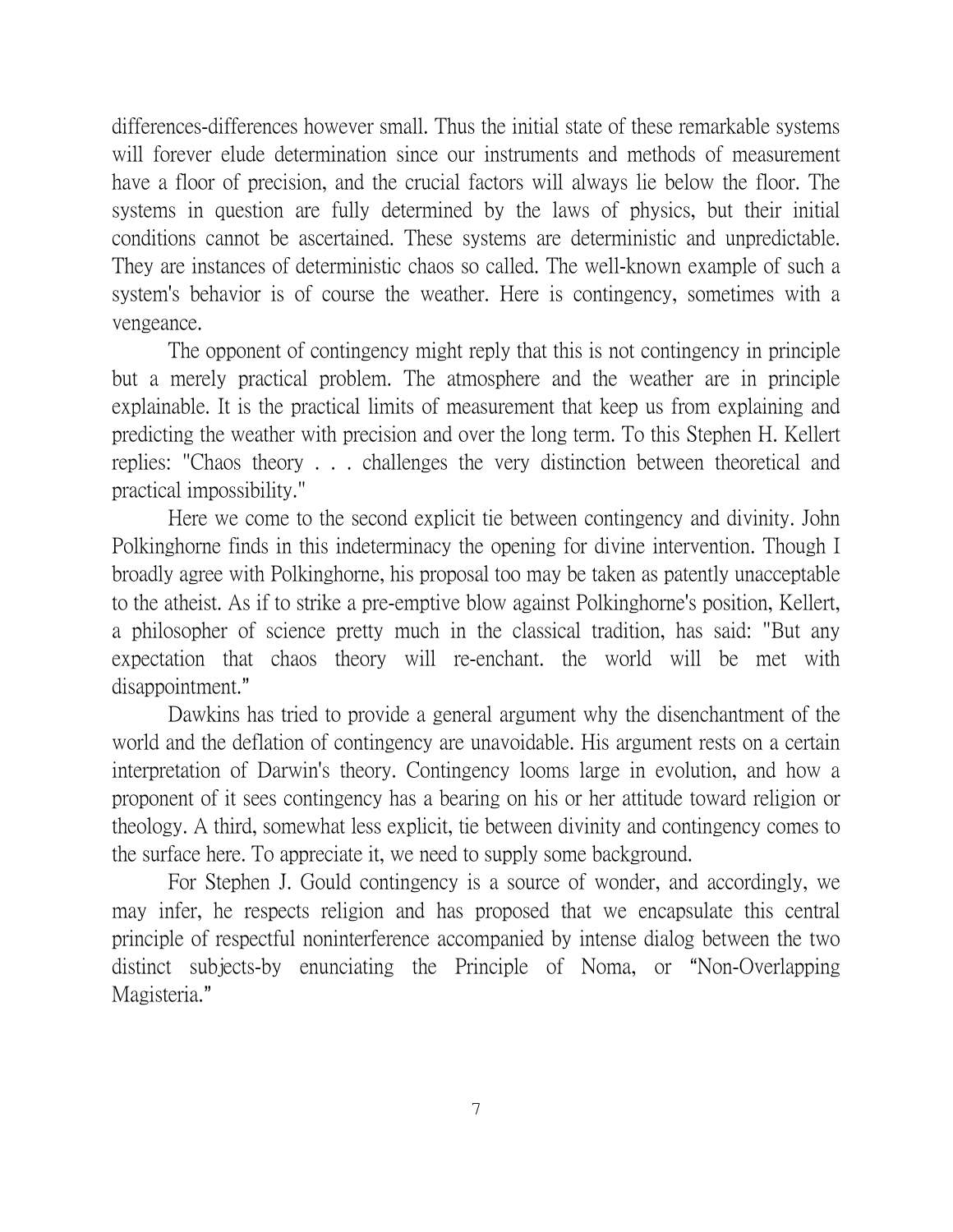differences-differences however small. Thus the initial state of these remarkable systems will forever elude determination since our instruments and methods of measurement have a floor of precision, and the crucial factors will always lie below the floor. The systems in question are fully determined by the laws of physics, but their initial conditions cannot be ascertained. These systems are deterministic and unpredictable. They are instances of deterministic chaos so called. The well-known example of such a system's behavior is of course the weather. Here is contingency, sometimes with a vengeance.

The opponent of contingency might reply that this is not contingency in principle but a merely practical problem. The atmosphere and the weather are in principle explainable. It is the practical limits of measurement that keep us from explaining and predicting the weather with precision and over the long term. To this Stephen H. Kellert replies: "Chaos theory . . . challenges the very distinction between theoretical and practical impossibility."

Here we come to the second explicit tie between contingency and divinity. John Polkinghorne finds in this indeterminacy the opening for divine intervention. Though I broadly agree with Polkinghorne, his proposal too may be taken as patently unacceptable to the atheist. As if to strike a pre-emptive blow against Polkinghorne's position, Kellert, a philosopher of science pretty much in the classical tradition, has said: "But any expectation that chaos theory will re-enchant. the world will be met with disappointment."

Dawkins has tried to provide a general argument why the disenchantment of the world and the deflation of contingency are unavoidable. His argument rests on a certain interpretation of Darwin's theory. Contingency looms large in evolution, and how a proponent of it sees contingency has a bearing on his or her attitude toward religion or theology. A third, somewhat less explicit, tie between divinity and contingency comes to the surface here. To appreciate it, we need to supply some background.

For Stephen J. Gould contingency is a source of wonder, and accordingly, we may infer, he respects religion and has proposed that we encapsulate this central principle of respectful noninterference accompanied by intense dialog between the two distinct subjects-by enunciating the Principle of Noma, or "Non-Overlapping Magisteria."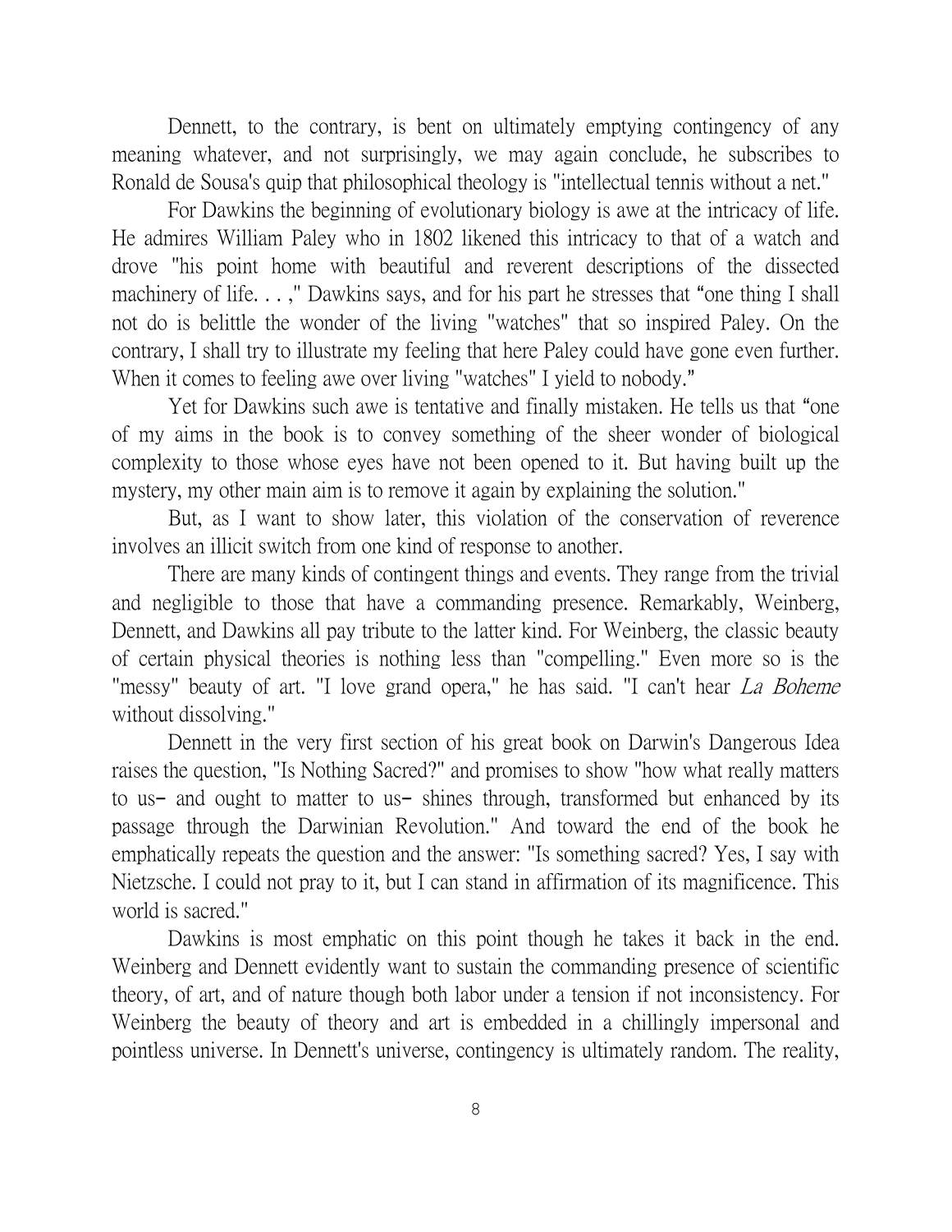Dennett, to the contrary, is bent on ultimately emptying contingency of any meaning whatever, and not surprisingly, we may again conclude, he subscribes to Ronald de Sousa's quip that philosophical theology is "intellectual tennis without a net."

For Dawkins the beginning of evolutionary biology is awe at the intricacy of life. He admires William Paley who in 1802 likened this intricacy to that of a watch and drove "his point home with beautiful and reverent descriptions of the dissected machinery of life. . . ," Dawkins says, and for his part he stresses that "one thing I shall not do is belittle the wonder of the living "watches" that so inspired Paley. On the contrary, I shall try to illustrate my feeling that here Paley could have gone even further. When it comes to feeling awe over living "watches" I yield to nobody."

Yet for Dawkins such awe is tentative and finally mistaken. He tells us that "one of my aims in the book is to convey something of the sheer wonder of biological complexity to those whose eyes have not been opened to it. But having built up the mystery, my other main aim is to remove it again by explaining the solution."

But, as I want to show later, this violation of the conservation of reverence involves an illicit switch from one kind of response to another.

There are many kinds of contingent things and events. They range from the trivial and negligible to those that have a commanding presence. Remarkably, Weinberg, Dennett, and Dawkins all pay tribute to the latter kind. For Weinberg, the classic beauty of certain physical theories is nothing less than "compelling." Even more so is the "messy" beauty of art. "I love grand opera," he has said. "I can't hear *La Boheme* without dissolving."

Dennett in the very first section of his great book on Darwin's Dangerous Idea raises the question, "Is Nothing Sacred?" and promises to show "how what really matters to us– and ought to matter to us– shines through, transformed but enhanced by its passage through the Darwinian Revolution." And toward the end of the book he emphatically repeats the question and the answer: "Is something sacred? Yes, I say with Nietzsche. I could not pray to it, but I can stand in affirmation of its magnificence. This world is sacred."

Dawkins is most emphatic on this point though he takes it back in the end. Weinberg and Dennett evidently want to sustain the commanding presence of scientific theory, of art, and of nature though both labor under a tension if not inconsistency. For Weinberg the beauty of theory and art is embedded in a chillingly impersonal and pointless universe. In Dennett's universe, contingency is ultimately random. The reality,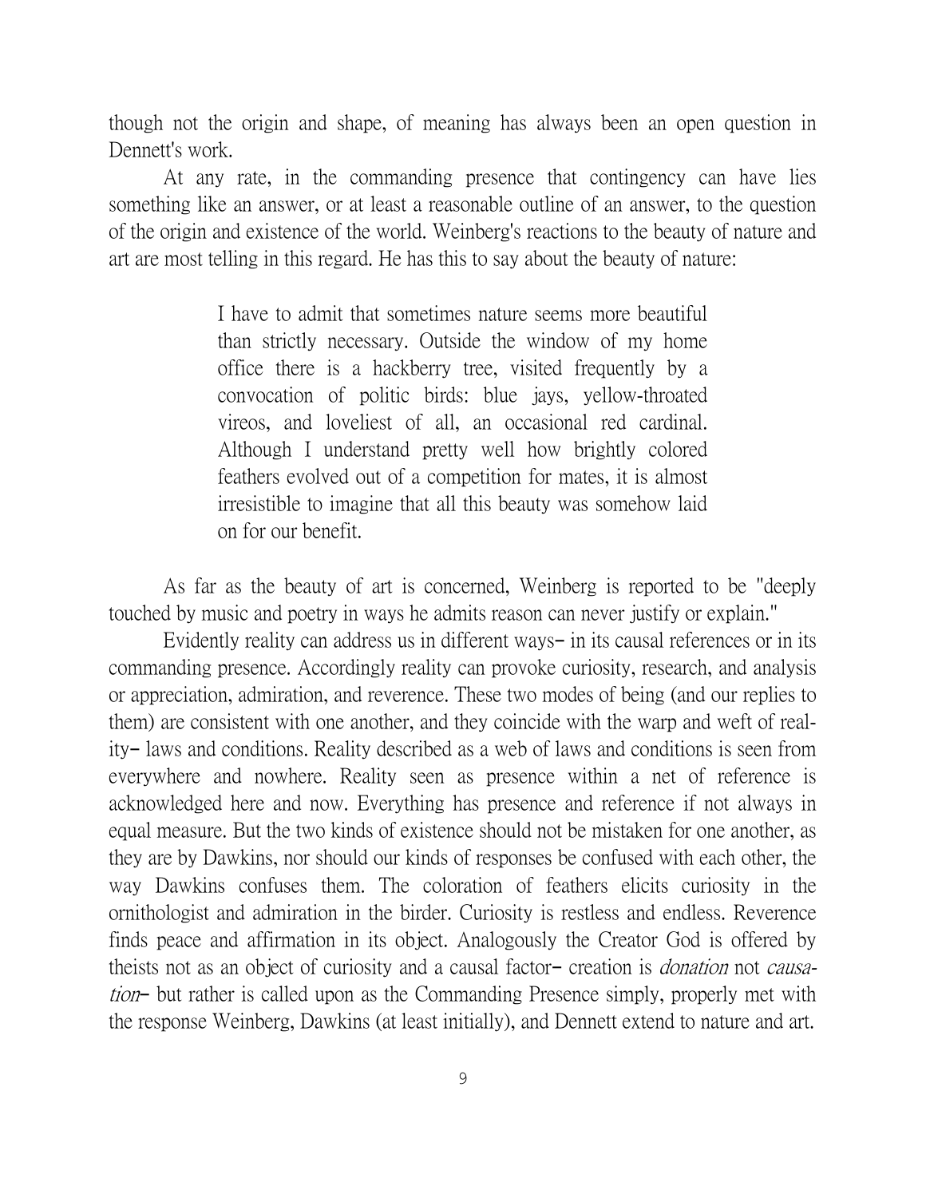though not the origin and shape, of meaning has always been an open question in Dennett's work.

At any rate, in the commanding presence that contingency can have lies something like an answer, or at least a reasonable outline of an answer, to the question of the origin and existence of the world. Weinberg's reactions to the beauty of nature and art are most telling in this regard. He has this to say about the beauty of nature:

> I have to admit that sometimes nature seems more beautiful than strictly necessary. Outside the window of my home office there is a hackberry tree, visited frequently by a convocation of politic birds: blue jays, yellow-throated vireos, and loveliest of all, an occasional red cardinal. Although I understand pretty well how brightly colored feathers evolved out of a competition for mates, it is almost irresistible to imagine that all this beauty was somehow laid on for our benefit.

As far as the beauty of art is concerned, Weinberg is reported to be "deeply touched by music and poetry in ways he admits reason can never justify or explain."

Evidently reality can address us in different ways– in its causal references or in its commanding presence. Accordingly reality can provoke curiosity, research, and analysis or appreciation, admiration, and reverence. These two modes of being (and our replies to them) are consistent with one another, and they coincide with the warp and weft of reality– laws and conditions. Reality described as a web of laws and conditions is seen from everywhere and nowhere. Reality seen as presence within a net of reference is acknowledged here and now. Everything has presence and reference if not always in equal measure. But the two kinds of existence should not be mistaken for one another, as they are by Dawkins, nor should our kinds of responses be confused with each other, the way Dawkins confuses them. The coloration of feathers elicits curiosity in the ornithologist and admiration in the birder. Curiosity is restless and endless. Reverence finds peace and affirmation in its object. Analogously the Creator God is offered by theists not as an object of curiosity and a causal factor– creation is *donation* not *causation*– but rather is called upon as the Commanding Presence simply, properly met with the response Weinberg, Dawkins (at least initially), and Dennett extend to nature and art.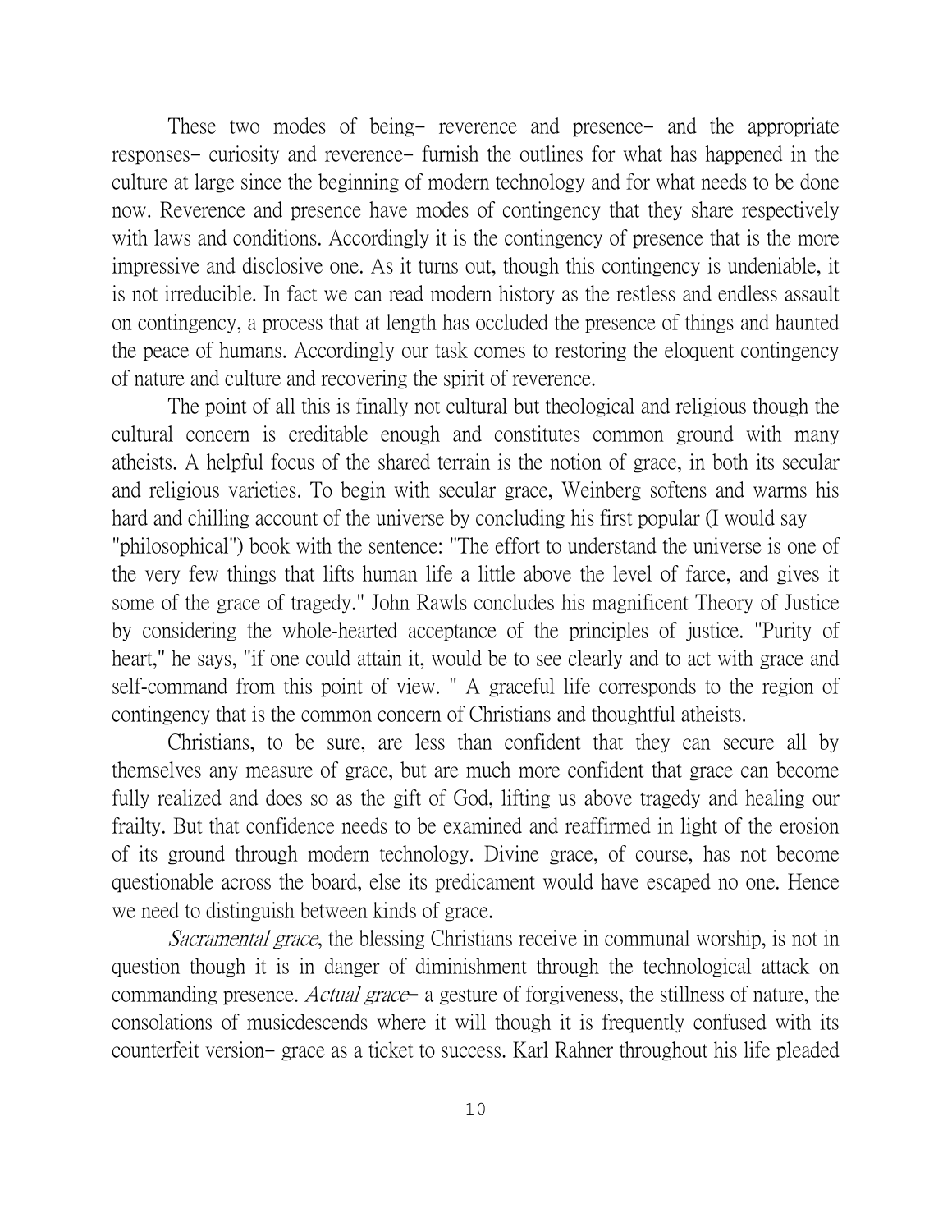These two modes of being– reverence and presence– and the appropriate responses– curiosity and reverence– furnish the outlines for what has happened in the culture at large since the beginning of modern technology and for what needs to be done now. Reverence and presence have modes of contingency that they share respectively with laws and conditions. Accordingly it is the contingency of presence that is the more impressive and disclosive one. As it turns out, though this contingency is undeniable, it is not irreducible. In fact we can read modern history as the restless and endless assault on contingency, a process that at length has occluded the presence of things and haunted the peace of humans. Accordingly our task comes to restoring the eloquent contingency of nature and culture and recovering the spirit of reverence.

The point of all this is finally not cultural but theological and religious though the cultural concern is creditable enough and constitutes common ground with many atheists. A helpful focus of the shared terrain is the notion of grace, in both its secular and religious varieties. To begin with secular grace, Weinberg softens and warms his hard and chilling account of the universe by concluding his first popular (I would say "philosophical") book with the sentence: "The effort to understand the universe is one of the very few things that lifts human life a little above the level of farce, and gives it some of the grace of tragedy." John Rawls concludes his magnificent Theory of Justice by considering the whole-hearted acceptance of the principles of justice. "Purity of heart," he says, "if one could attain it, would be to see clearly and to act with grace and self-command from this point of view. " A graceful life corresponds to the region of contingency that is the common concern of Christians and thoughtful atheists.

Christians, to be sure, are less than confident that they can secure all by themselves any measure of grace, but are much more confident that grace can become fully realized and does so as the gift of God, lifting us above tragedy and healing our frailty. But that confidence needs to be examined and reaffirmed in light of the erosion of its ground through modern technology. Divine grace, of course, has not become questionable across the board, else its predicament would have escaped no one. Hence we need to distinguish between kinds of grace.

*Sacramental grace*, the blessing Christians receive in communal worship, is not in question though it is in danger of diminishment through the technological attack on commanding presence. *Actual grace*– a gesture of forgiveness, the stillness of nature, the consolations of musicdescends where it will though it is frequently confused with its counterfeit version– grace as a ticket to success. Karl Rahner throughout his life pleaded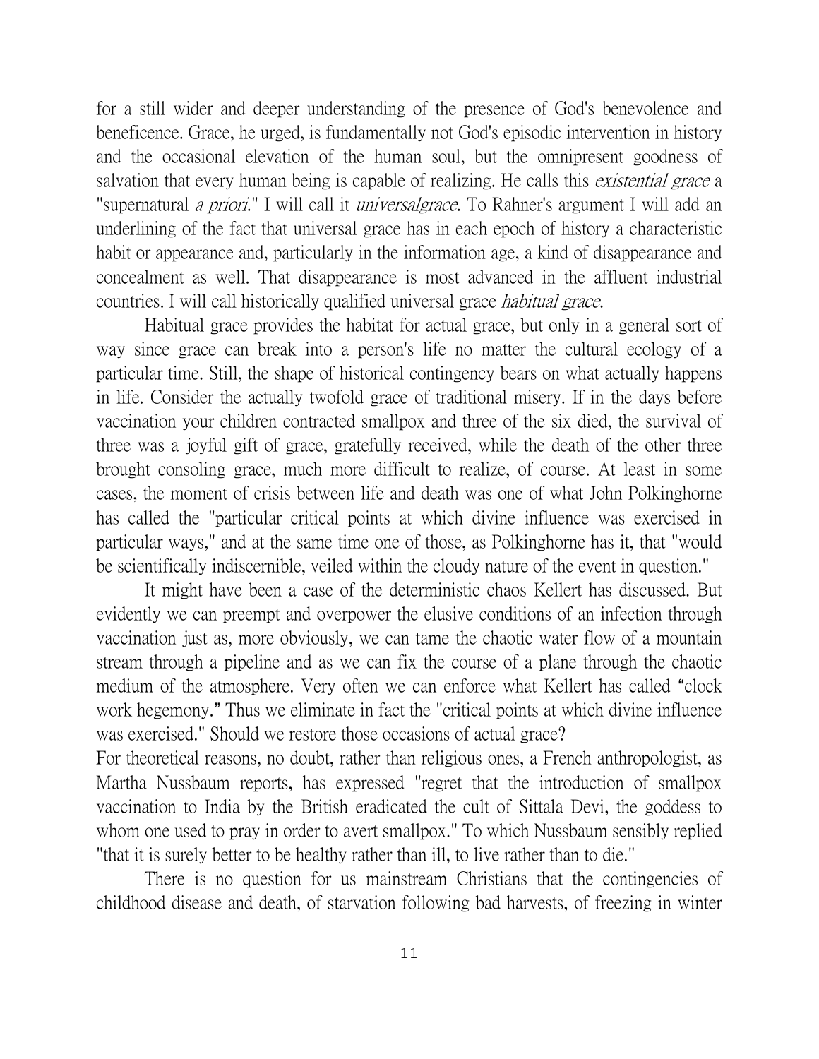for a still wider and deeper understanding of the presence of God's benevolence and beneficence. Grace, he urged, is fundamentally not God's episodic intervention in history and the occasional elevation of the human soul, but the omnipresent goodness of salvation that every human being is capable of realizing. He calls this *existential grace* a "supernatural *a priori*." I will call it *universalgrace*. To Rahner's argument I will add an underlining of the fact that universal grace has in each epoch of history a characteristic habit or appearance and, particularly in the information age, a kind of disappearance and concealment as well. That disappearance is most advanced in the affluent industrial countries. I will call historically qualified universal grace *habitual grace*.

Habitual grace provides the habitat for actual grace, but only in a general sort of way since grace can break into a person's life no matter the cultural ecology of a particular time. Still, the shape of historical contingency bears on what actually happens in life. Consider the actually twofold grace of traditional misery. If in the days before vaccination your children contracted smallpox and three of the six died, the survival of three was a joyful gift of grace, gratefully received, while the death of the other three brought consoling grace, much more difficult to realize, of course. At least in some cases, the moment of crisis between life and death was one of what John Polkinghorne has called the "particular critical points at which divine influence was exercised in particular ways," and at the same time one of those, as Polkinghorne has it, that "would be scientifically indiscernible, veiled within the cloudy nature of the event in question."

It might have been a case of the deterministic chaos Kellert has discussed. But evidently we can preempt and overpower the elusive conditions of an infection through vaccination just as, more obviously, we can tame the chaotic water flow of a mountain stream through a pipeline and as we can fix the course of a plane through the chaotic medium of the atmosphere. Very often we can enforce what Kellert has called "clock work hegemony." Thus we eliminate in fact the "critical points at which divine influence was exercised." Should we restore those occasions of actual grace?

For theoretical reasons, no doubt, rather than religious ones, a French anthropologist, as Martha Nussbaum reports, has expressed "regret that the introduction of smallpox vaccination to India by the British eradicated the cult of Sittala Devi, the goddess to whom one used to pray in order to avert smallpox." To which Nussbaum sensibly replied "that it is surely better to be healthy rather than ill, to live rather than to die."

There is no question for us mainstream Christians that the contingencies of childhood disease and death, of starvation following bad harvests, of freezing in winter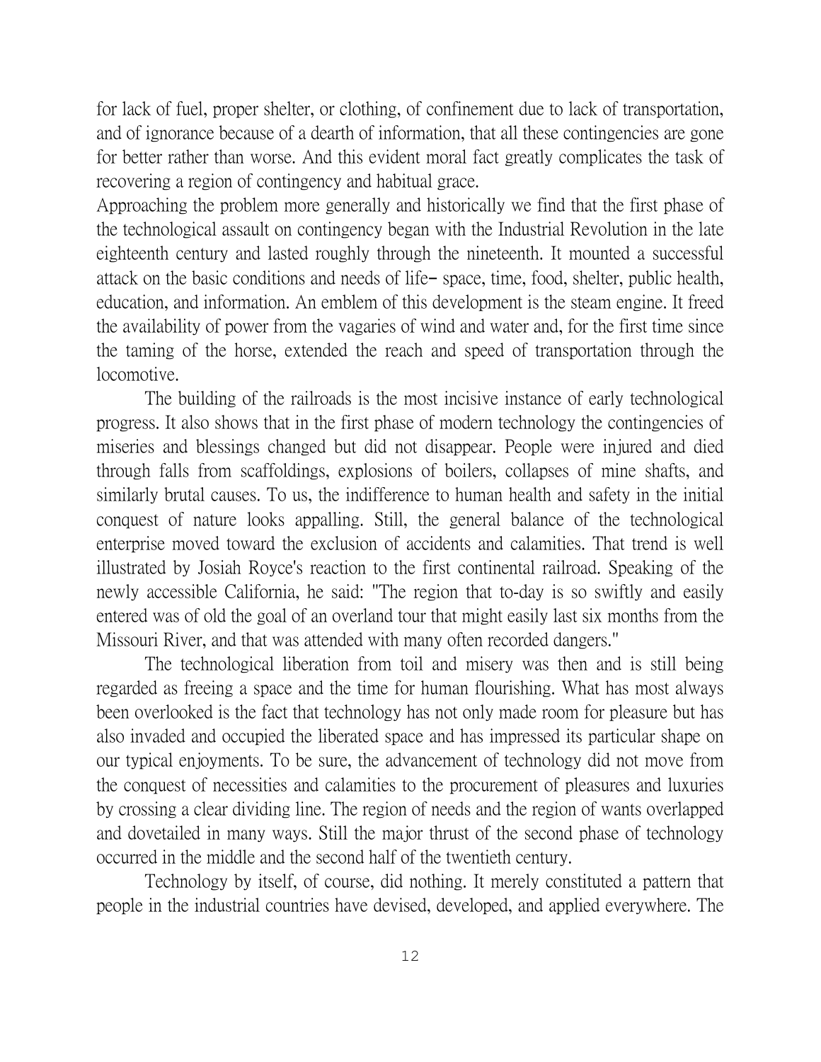for lack of fuel, proper shelter, or clothing, of confinement due to lack of transportation, and of ignorance because of a dearth of information, that all these contingencies are gone for better rather than worse. And this evident moral fact greatly complicates the task of recovering a region of contingency and habitual grace.

Approaching the problem more generally and historically we find that the first phase of the technological assault on contingency began with the Industrial Revolution in the late eighteenth century and lasted roughly through the nineteenth. It mounted a successful attack on the basic conditions and needs of life– space, time, food, shelter, public health, education, and information. An emblem of this development is the steam engine. It freed the availability of power from the vagaries of wind and water and, for the first time since the taming of the horse, extended the reach and speed of transportation through the locomotive.

The building of the railroads is the most incisive instance of early technological progress. It also shows that in the first phase of modern technology the contingencies of miseries and blessings changed but did not disappear. People were injured and died through falls from scaffoldings, explosions of boilers, collapses of mine shafts, and similarly brutal causes. To us, the indifference to human health and safety in the initial conquest of nature looks appalling. Still, the general balance of the technological enterprise moved toward the exclusion of accidents and calamities. That trend is well illustrated by Josiah Royce's reaction to the first continental railroad. Speaking of the newly accessible California, he said: "The region that to-day is so swiftly and easily entered was of old the goal of an overland tour that might easily last six months from the Missouri River, and that was attended with many often recorded dangers."

The technological liberation from toil and misery was then and is still being regarded as freeing a space and the time for human flourishing. What has most always been overlooked is the fact that technology has not only made room for pleasure but has also invaded and occupied the liberated space and has impressed its particular shape on our typical enjoyments. To be sure, the advancement of technology did not move from the conquest of necessities and calamities to the procurement of pleasures and luxuries by crossing a clear dividing line. The region of needs and the region of wants overlapped and dovetailed in many ways. Still the major thrust of the second phase of technology occurred in the middle and the second half of the twentieth century.

Technology by itself, of course, did nothing. It merely constituted a pattern that people in the industrial countries have devised, developed, and applied everywhere. The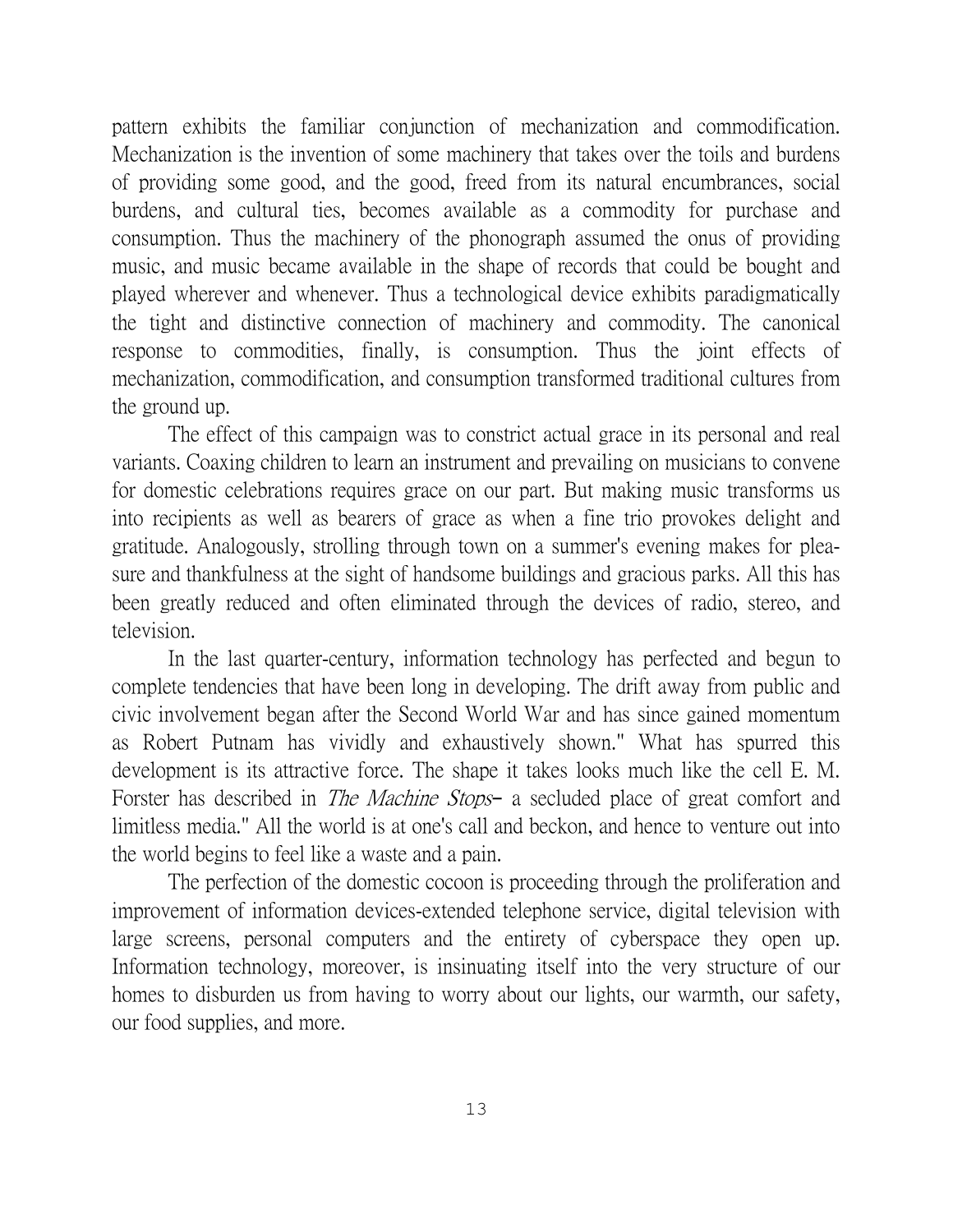pattern exhibits the familiar conjunction of mechanization and commodification. Mechanization is the invention of some machinery that takes over the toils and burdens of providing some good, and the good, freed from its natural encumbrances, social burdens, and cultural ties, becomes available as a commodity for purchase and consumption. Thus the machinery of the phonograph assumed the onus of providing music, and music became available in the shape of records that could be bought and played wherever and whenever. Thus a technological device exhibits paradigmatically the tight and distinctive connection of machinery and commodity. The canonical response to commodities, finally, is consumption. Thus the joint effects of mechanization, commodification, and consumption transformed traditional cultures from the ground up.

The effect of this campaign was to constrict actual grace in its personal and real variants. Coaxing children to learn an instrument and prevailing on musicians to convene for domestic celebrations requires grace on our part. But making music transforms us into recipients as well as bearers of grace as when a fine trio provokes delight and gratitude. Analogously, strolling through town on a summer's evening makes for pleasure and thankfulness at the sight of handsome buildings and gracious parks. All this has been greatly reduced and often eliminated through the devices of radio, stereo, and television.

In the last quarter-century, information technology has perfected and begun to complete tendencies that have been long in developing. The drift away from public and civic involvement began after the Second World War and has since gained momentum as Robert Putnam has vividly and exhaustively shown." What has spurred this development is its attractive force. The shape it takes looks much like the cell E. M. Forster has described in *The Machine Stops*– a secluded place of great comfort and limitless media." All the world is at one's call and beckon, and hence to venture out into the world begins to feel like a waste and a pain.

The perfection of the domestic cocoon is proceeding through the proliferation and improvement of information devices-extended telephone service, digital television with large screens, personal computers and the entirety of cyberspace they open up. Information technology, moreover, is insinuating itself into the very structure of our homes to disburden us from having to worry about our lights, our warmth, our safety, our food supplies, and more.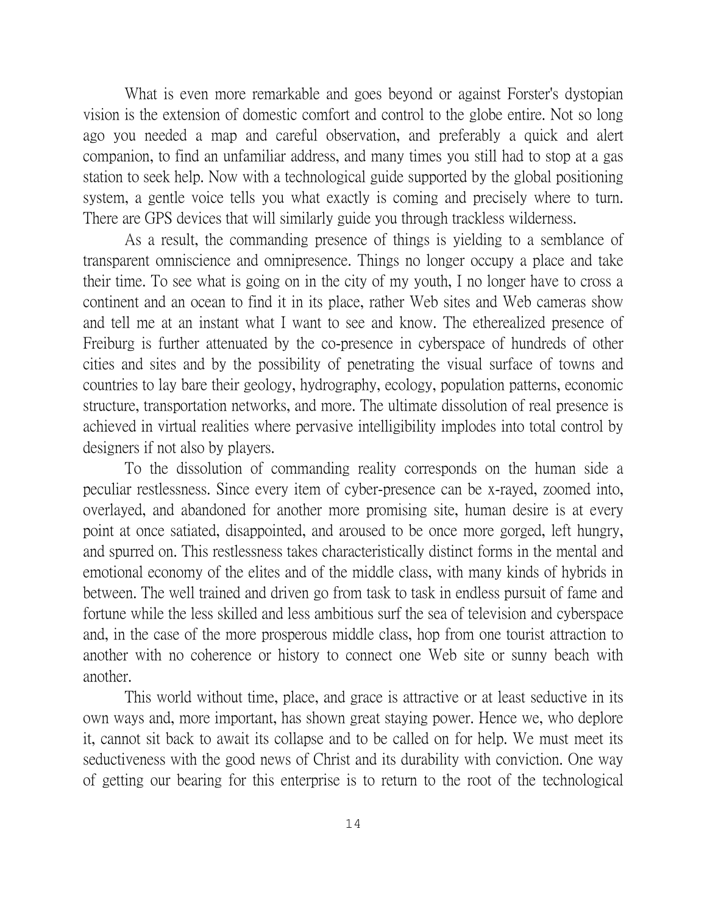What is even more remarkable and goes beyond or against Forster's dystopian vision is the extension of domestic comfort and control to the globe entire. Not so long ago you needed a map and careful observation, and preferably a quick and alert companion, to find an unfamiliar address, and many times you still had to stop at a gas station to seek help. Now with a technological guide supported by the global positioning system, a gentle voice tells you what exactly is coming and precisely where to turn. There are GPS devices that will similarly guide you through trackless wilderness.

As a result, the commanding presence of things is yielding to a semblance of transparent omniscience and omnipresence. Things no longer occupy a place and take their time. To see what is going on in the city of my youth, I no longer have to cross a continent and an ocean to find it in its place, rather Web sites and Web cameras show and tell me at an instant what I want to see and know. The etherealized presence of Freiburg is further attenuated by the co-presence in cyberspace of hundreds of other cities and sites and by the possibility of penetrating the visual surface of towns and countries to lay bare their geology, hydrography, ecology, population patterns, economic structure, transportation networks, and more. The ultimate dissolution of real presence is achieved in virtual realities where pervasive intelligibility implodes into total control by designers if not also by players.

To the dissolution of commanding reality corresponds on the human side a peculiar restlessness. Since every item of cyber-presence can be x-rayed, zoomed into, overlayed, and abandoned for another more promising site, human desire is at every point at once satiated, disappointed, and aroused to be once more gorged, left hungry, and spurred on. This restlessness takes characteristically distinct forms in the mental and emotional economy of the elites and of the middle class, with many kinds of hybrids in between. The well trained and driven go from task to task in endless pursuit of fame and fortune while the less skilled and less ambitious surf the sea of television and cyberspace and, in the case of the more prosperous middle class, hop from one tourist attraction to another with no coherence or history to connect one Web site or sunny beach with another.

This world without time, place, and grace is attractive or at least seductive in its own ways and, more important, has shown great staying power. Hence we, who deplore it, cannot sit back to await its collapse and to be called on for help. We must meet its seductiveness with the good news of Christ and its durability with conviction. One way of getting our bearing for this enterprise is to return to the root of the technological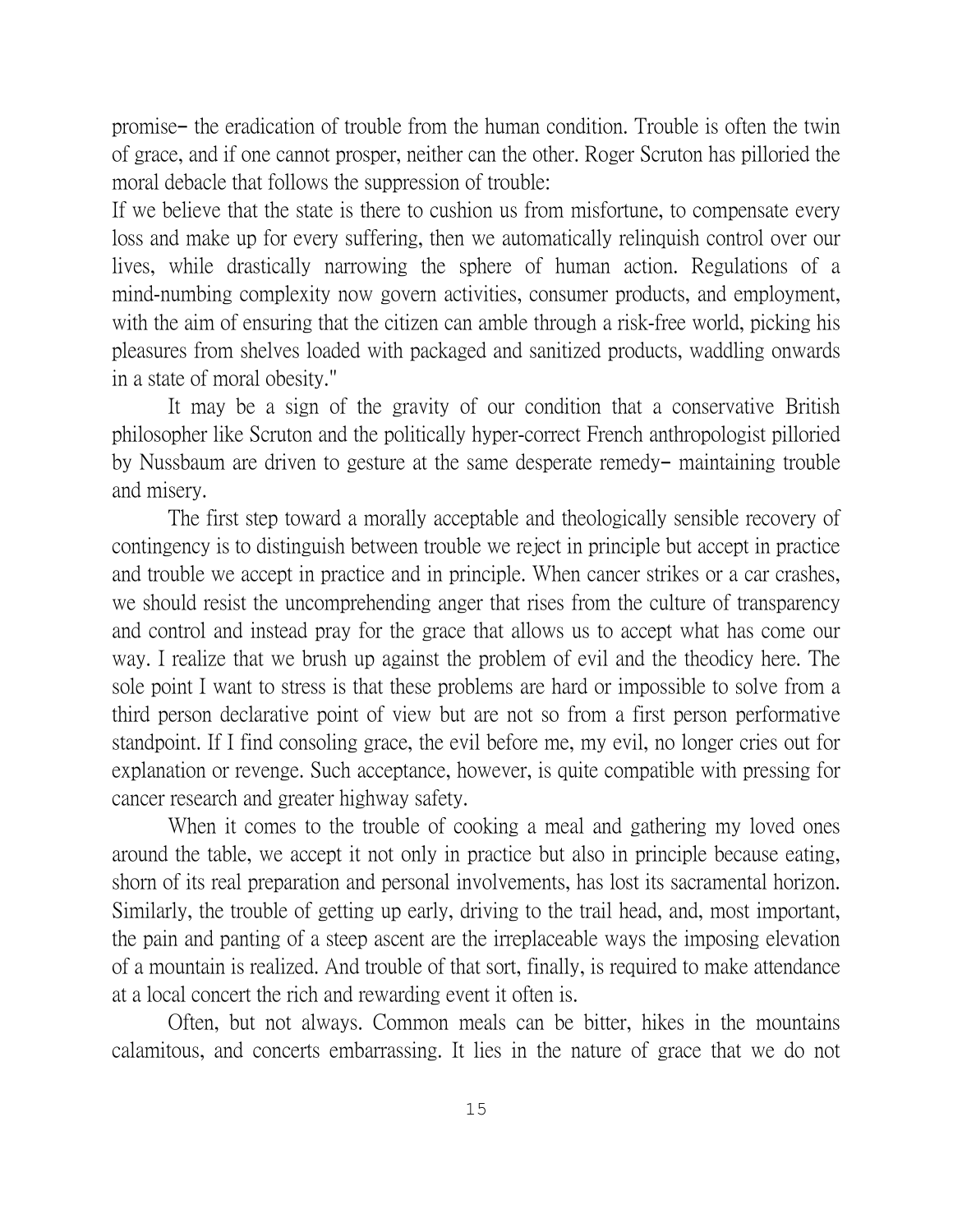promise– the eradication of trouble from the human condition. Trouble is often the twin of grace, and if one cannot prosper, neither can the other. Roger Scruton has pilloried the moral debacle that follows the suppression of trouble:

If we believe that the state is there to cushion us from misfortune, to compensate every loss and make up for every suffering, then we automatically relinquish control over our lives, while drastically narrowing the sphere of human action. Regulations of a mind-numbing complexity now govern activities, consumer products, and employment, with the aim of ensuring that the citizen can amble through a risk-free world, picking his pleasures from shelves loaded with packaged and sanitized products, waddling onwards in a state of moral obesity."

It may be a sign of the gravity of our condition that a conservative British philosopher like Scruton and the politically hyper-correct French anthropologist pilloried by Nussbaum are driven to gesture at the same desperate remedy– maintaining trouble and misery.

The first step toward a morally acceptable and theologically sensible recovery of contingency is to distinguish between trouble we reject in principle but accept in practice and trouble we accept in practice and in principle. When cancer strikes or a car crashes, we should resist the uncomprehending anger that rises from the culture of transparency and control and instead pray for the grace that allows us to accept what has come our way. I realize that we brush up against the problem of evil and the theodicy here. The sole point I want to stress is that these problems are hard or impossible to solve from a third person declarative point of view but are not so from a first person performative standpoint. If I find consoling grace, the evil before me, my evil, no longer cries out for explanation or revenge. Such acceptance, however, is quite compatible with pressing for cancer research and greater highway safety.

When it comes to the trouble of cooking a meal and gathering my loved ones around the table, we accept it not only in practice but also in principle because eating, shorn of its real preparation and personal involvements, has lost its sacramental horizon. Similarly, the trouble of getting up early, driving to the trail head, and, most important, the pain and panting of a steep ascent are the irreplaceable ways the imposing elevation of a mountain is realized. And trouble of that sort, finally, is required to make attendance at a local concert the rich and rewarding event it often is.

Often, but not always. Common meals can be bitter, hikes in the mountains calamitous, and concerts embarrassing. It lies in the nature of grace that we do not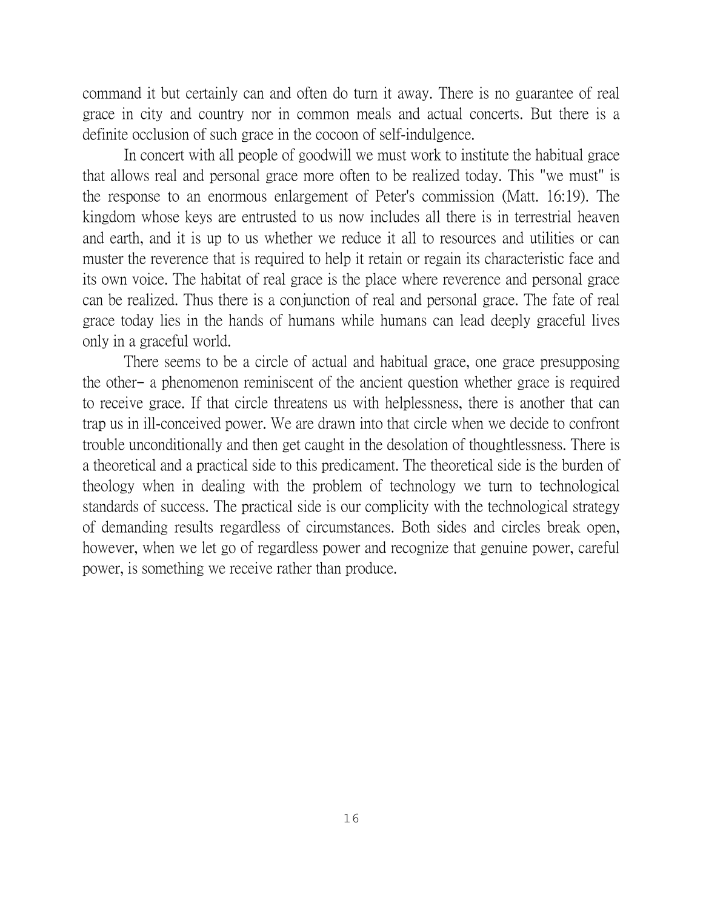command it but certainly can and often do turn it away. There is no guarantee of real grace in city and country nor in common meals and actual concerts. But there is a definite occlusion of such grace in the cocoon of self-indulgence.

In concert with all people of goodwill we must work to institute the habitual grace that allows real and personal grace more often to be realized today. This "we must" is the response to an enormous enlargement of Peter's commission (Matt. 16:19). The kingdom whose keys are entrusted to us now includes all there is in terrestrial heaven and earth, and it is up to us whether we reduce it all to resources and utilities or can muster the reverence that is required to help it retain or regain its characteristic face and its own voice. The habitat of real grace is the place where reverence and personal grace can be realized. Thus there is a conjunction of real and personal grace. The fate of real grace today lies in the hands of humans while humans can lead deeply graceful lives only in a graceful world.

There seems to be a circle of actual and habitual grace, one grace presupposing the other– a phenomenon reminiscent of the ancient question whether grace is required to receive grace. If that circle threatens us with helplessness, there is another that can trap us in ill-conceived power. We are drawn into that circle when we decide to confront trouble unconditionally and then get caught in the desolation of thoughtlessness. There is a theoretical and a practical side to this predicament. The theoretical side is the burden of theology when in dealing with the problem of technology we turn to technological standards of success. The practical side is our complicity with the technological strategy of demanding results regardless of circumstances. Both sides and circles break open, however, when we let go of regardless power and recognize that genuine power, careful power, is something we receive rather than produce.